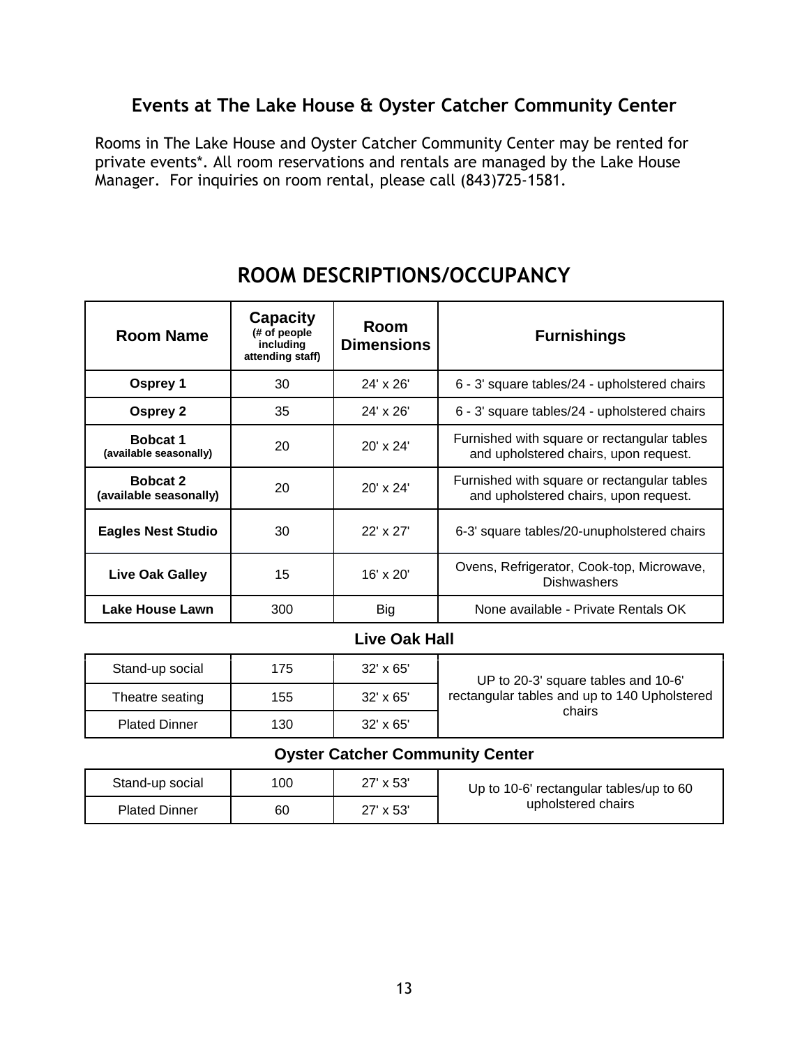## Events at The Lake House & Oyster Catcher Community Center

Rooms in The Lake House and Oyster Catcher Community Center may be rented for private events*. All room reservations and rentals are managed by the Lake House Manager. For inquiries on room rental, please call (843)725-1581.

# ROOM DESCRIPTIONS/OCCUPANCY

| Room Name | Capacity (# of people including attending staff) | Room Dimensions | Furnishings |
|---|---|---|---|
| **Osprey 1** | 30 | 24' x 26' | 6 - 3' square tables/24 - upholstered chairs |
| **Osprey 2** | 35 | 24' x 26' | 6 - 3' square tables/24 - upholstered chairs |
| **Bobcat 1** **(available seasonally)** | 20 | 20' x 24' | Furnished with square or rectangular tables and upholstered chairs, upon request. |
| **Bobcat 2** **(available seasonally)** | 20 | 20' x 24' | Furnished with square or rectangular tables and upholstered chairs, upon request. |
| **Eagles Nest Studio** | 30 | 22' x 27' | 6-3' square tables/20-unupholstered chairs |
| **Live Oak Galley** | 15 | 16' x 20' | Ovens, Refrigerator, Cook-top, Microwave, Dishwashers |
| **Lake House Lawn** | 300 | Big | None available - Private Rentals OK |
| **Live Oak Hall** | | | |
| Stand-up social | 175 | 32' x 65' | UP to 20-3' square tables and 10-6' rectangular tables and up to 140 Upholstered chairs |
| Theatre seating | 155 | 32' x 65' | |
| Plated Dinner | 130 | 32' x 65' | |
| **Oyster Catcher Community Center** | | | |
| Stand-up social | 100 | 27' x 53' | Up to 10-6' rectangular tables/up to 60 upholstered chairs |
| Plated Dinner | 60 | 27' x 53' | |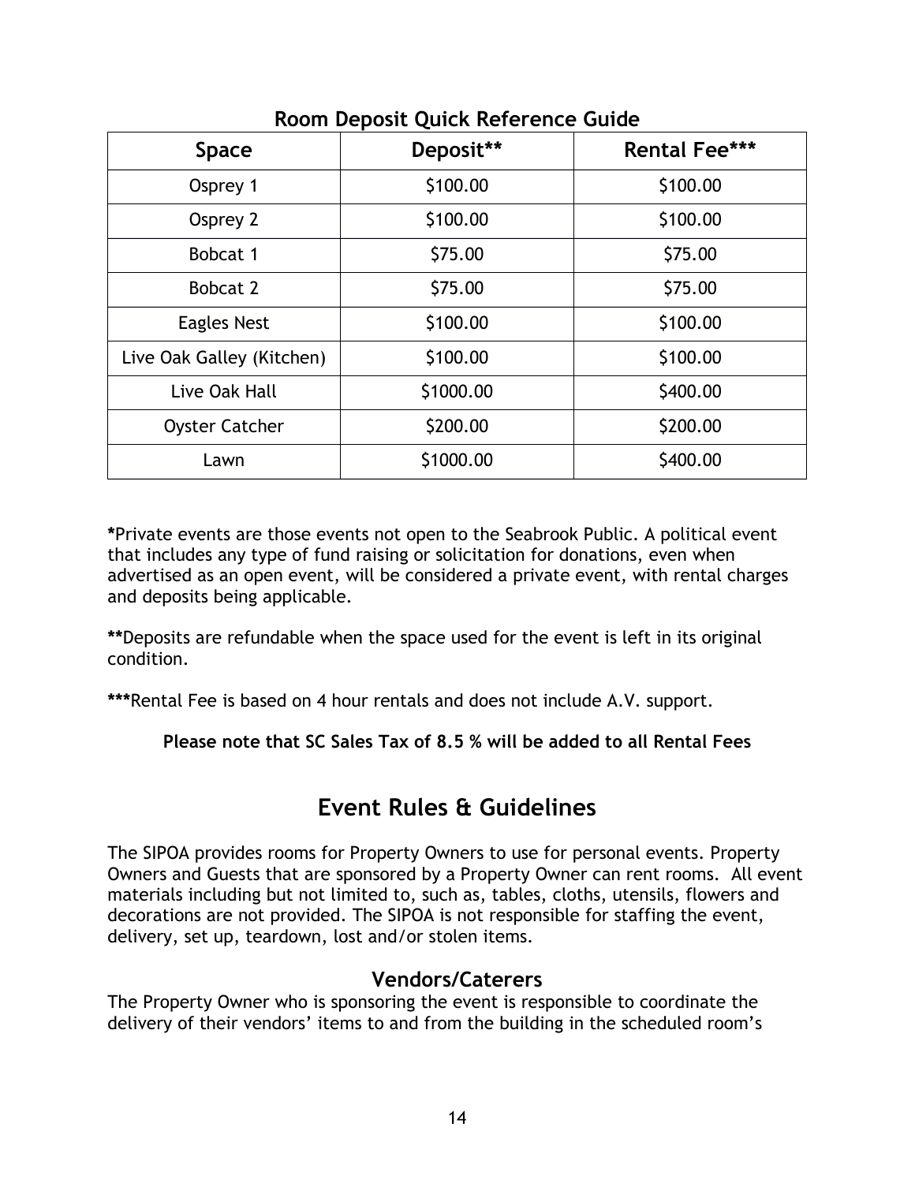**Room Deposit Quick Reference Guide**

| Space | Deposit** | Rental Fee*** |
|---|---|---|
| Osprey 1 | $100.00 | $100.00 |
| Osprey 2 | $100.00 | $100.00 |
| Bobcat 1 | $75.00 | $75.00 |
| Bobcat 2 | $75.00 | $75.00 |
| Eagles Nest | $100.00 | $100.00 |
| Live Oak Galley (Kitchen) | $100.00 | $100.00 |
| Live Oak Hall | $1000.00 | $400.00 |
| Oyster Catcher | $200.00 | $200.00 |
| Lawn | $1000.00 | $400.00 |

**\***Private events are those events not open to the Seabrook Public. A political event that includes any type of fund raising or solicitation for donations, even when advertised as an open event, will be considered a private event, with rental charges and deposits being applicable.

**\*\***Deposits are refundable when the space used for the event is left in its original condition.

**\*\*\***Rental Fee is based on 4 hour rentals and does not include A.V. support.

**Please note that SC Sales Tax of 8.5 % will be added to all Rental Fees**

# Event Rules & Guidelines

The SIPOA provides rooms for Property Owners to use for personal events. Property Owners and Guests that are sponsored by a Property Owner can rent rooms. All event materials including but not limited to, such as, tables, cloths, utensils, flowers and decorations are not provided. The SIPOA is not responsible for staffing the event, delivery, set up, teardown, lost and/or stolen items.

## Vendors/Caterers

The Property Owner who is sponsoring the event is responsible to coordinate the delivery of their vendors' items to and from the building in the scheduled room's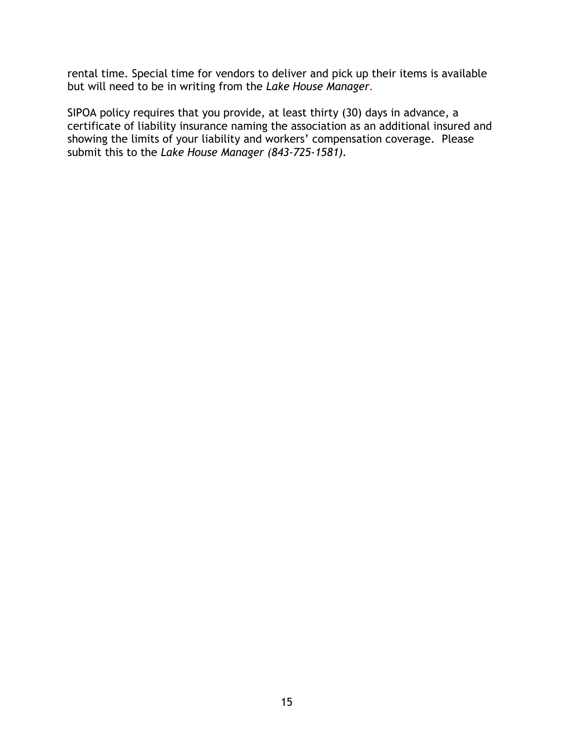rental time. Special time for vendors to deliver and pick up their items is available but will need to be in writing from the *Lake House Manager*.

SIPOA policy requires that you provide, at least thirty (30) days in advance, a certificate of liability insurance naming the association as an additional insured and showing the limits of your liability and workers' compensation coverage. Please submit this to the *Lake House Manager (843-725-1581)*.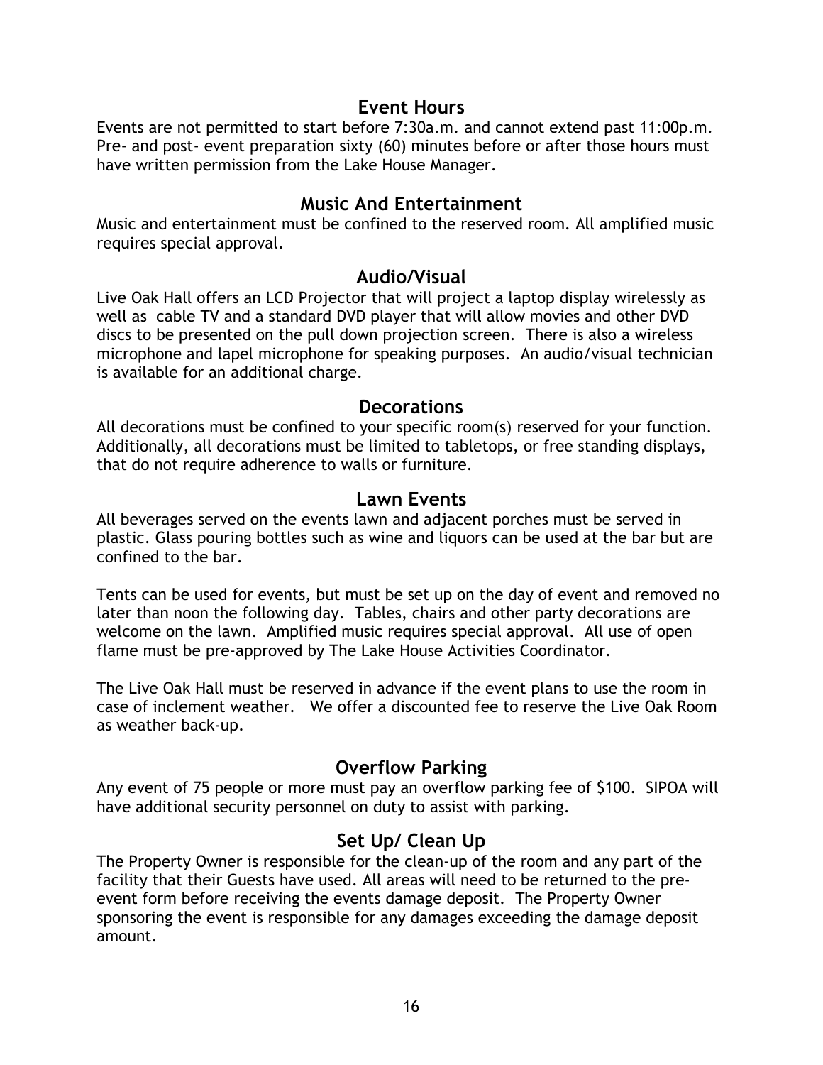## Event Hours

Events are not permitted to start before 7:30a.m. and cannot extend past 11:00p.m. Pre- and post- event preparation sixty (60) minutes before or after those hours must have written permission from the Lake House Manager.

## Music And Entertainment

Music and entertainment must be confined to the reserved room. All amplified music requires special approval.

## Audio/Visual

Live Oak Hall offers an LCD Projector that will project a laptop display wirelessly as well as cable TV and a standard DVD player that will allow movies and other DVD discs to be presented on the pull down projection screen. There is also a wireless microphone and lapel microphone for speaking purposes. An audio/visual technician is available for an additional charge.

## Decorations

All decorations must be confined to your specific room(s) reserved for your function. Additionally, all decorations must be limited to tabletops, or free standing displays, that do not require adherence to walls or furniture.

## Lawn Events

All beverages served on the events lawn and adjacent porches must be served in plastic. Glass pouring bottles such as wine and liquors can be used at the bar but are confined to the bar.

Tents can be used for events, but must be set up on the day of event and removed no later than noon the following day. Tables, chairs and other party decorations are welcome on the lawn. Amplified music requires special approval. All use of open flame must be pre-approved by The Lake House Activities Coordinator.

The Live Oak Hall must be reserved in advance if the event plans to use the room in case of inclement weather. We offer a discounted fee to reserve the Live Oak Room as weather back-up.

## Overflow Parking

Any event of 75 people or more must pay an overflow parking fee of $100. SIPOA will have additional security personnel on duty to assist with parking.

## Set Up/ Clean Up

The Property Owner is responsible for the clean-up of the room and any part of the facility that their Guests have used. All areas will need to be returned to the pre-event form before receiving the events damage deposit. The Property Owner sponsoring the event is responsible for any damages exceeding the damage deposit amount.